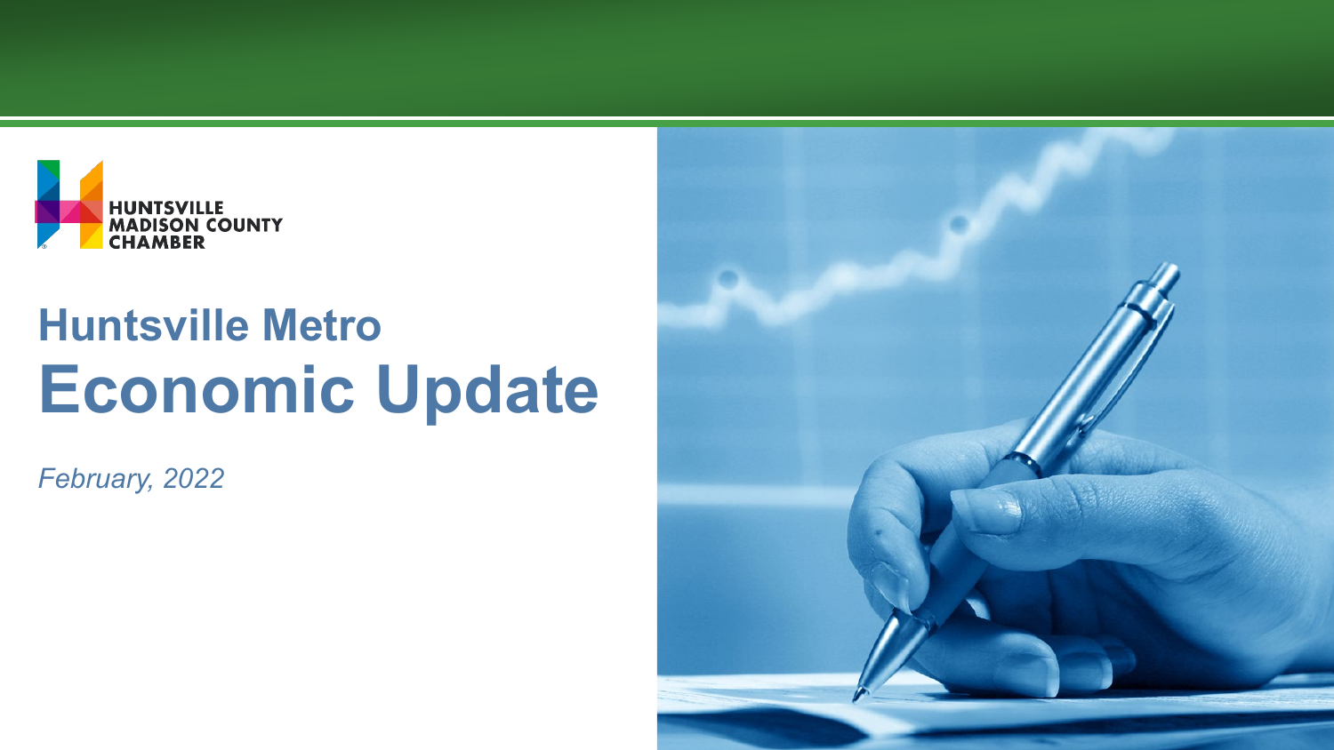HUNTSVILLE MADISON COUNTY CHAMBER

# Huntsville Metro Economic Update

*February, 2022*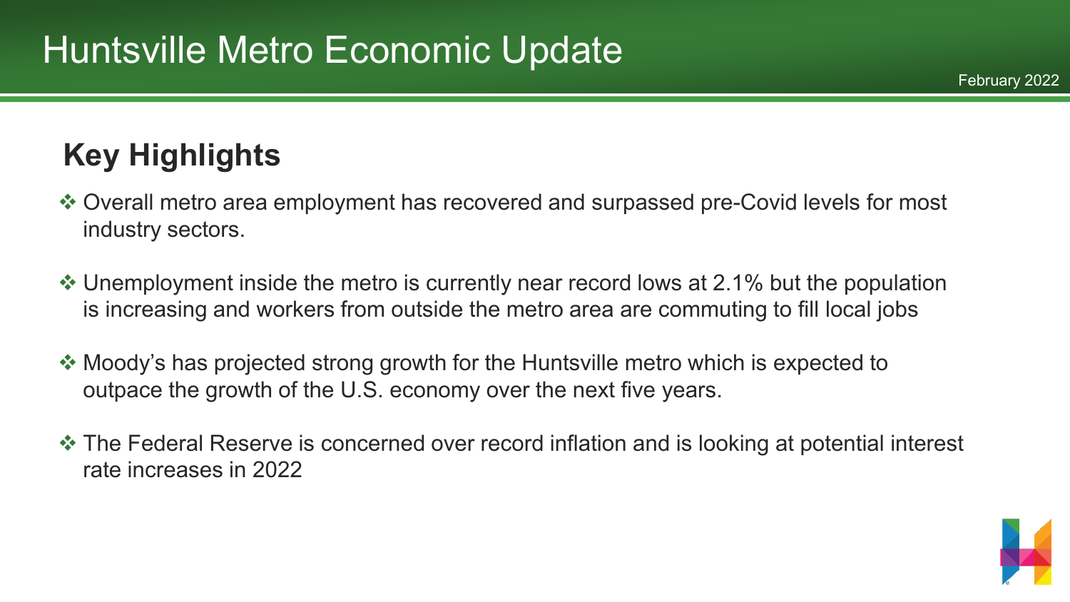# Huntsville Metro Economic Update

February 2022

## Key Highlights

- Overall metro area employment has recovered and surpassed pre-Covid levels for most industry sectors.
- Unemployment inside the metro is currently near record lows at 2.1% but the population is increasing and workers from outside the metro area are commuting to fill local jobs
- Moody's has projected strong growth for the Huntsville metro which is expected to outpace the growth of the U.S. economy over the next five years.
- The Federal Reserve is concerned over record inflation and is looking at potential interest rate increases in 2022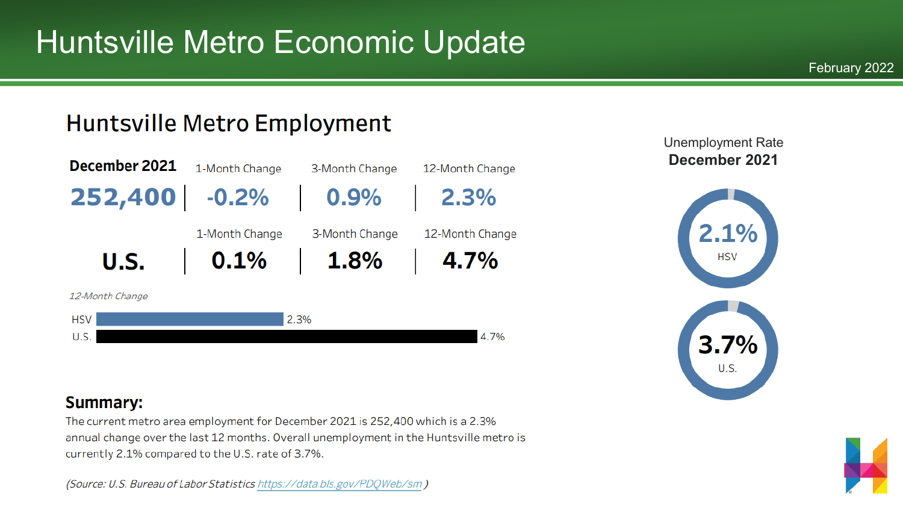# Huntsville Metro Economic Update

February 2022

## Huntsville Metro Employment

| December 2021 | 1-Month Change | 3-Month Change | 12-Month Change |
|---|---|---|---|
| **252,400** | **-0.2%** | **0.9%** | **2.3%** |

| | 1-Month Change | 3-Month Change | 12-Month Change |
|---|---|---|---|
| **U.S.** | **0.1%** | **1.8%** | **4.7%** |

*12-Month Change*

| | |
|---|---|
| HSV | 2.3% |
| U.S. | 4.7% |

Unemployment Rate
**December 2021**

| | |
|---|---|
| **2.1%** | HSV |
| **3.7%** | U.S. |

### Summary:

The current metro area employment for December 2021 is 252,400 which is a 2.3% annual change over the last 12 months. Overall unemployment in the Huntsville metro is currently 2.1% compared to the U.S. rate of 3.7%.

*(Source: U.S. Bureau of Labor Statistics https://data.bls.gov/PDQWeb/sm )*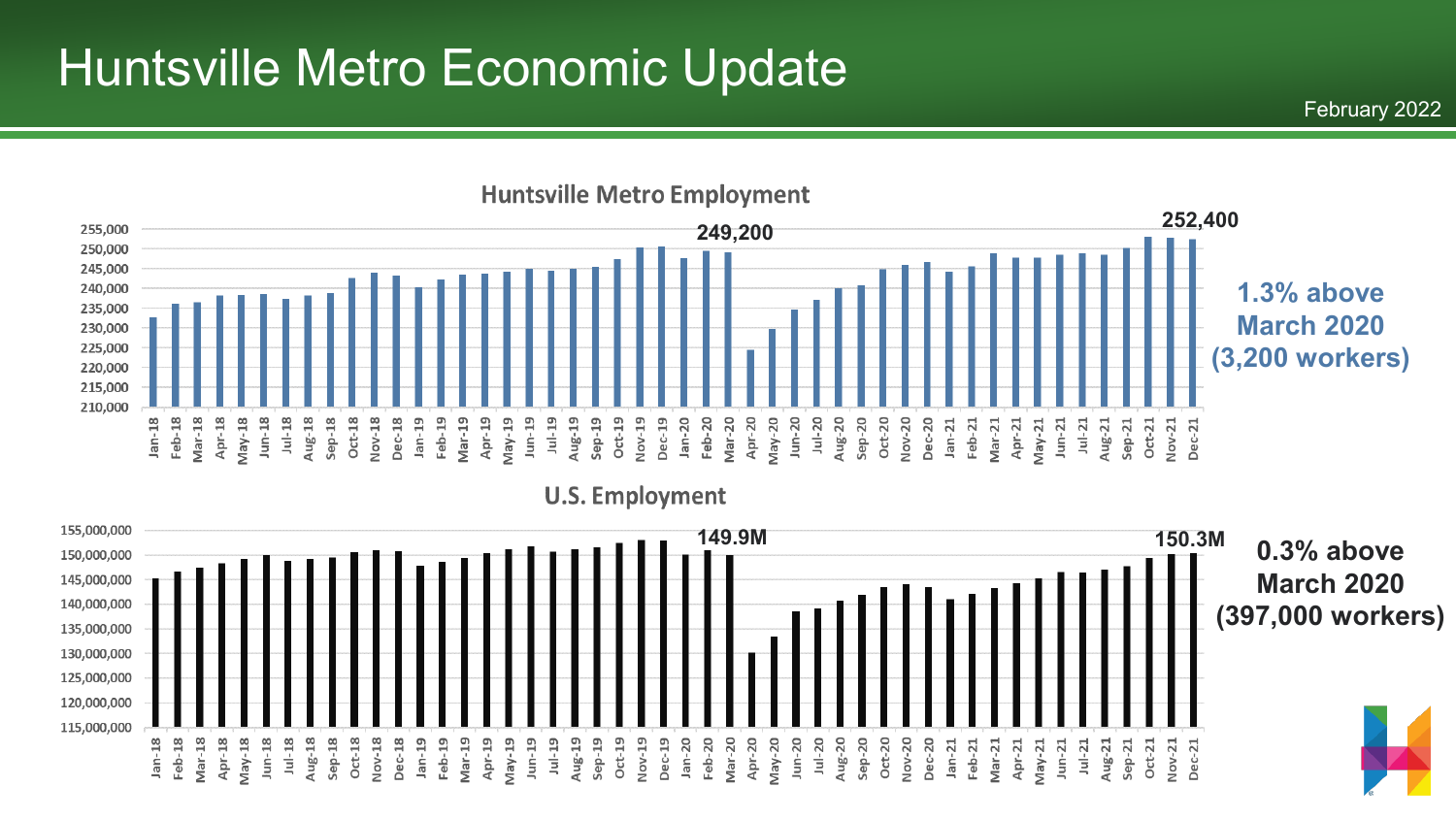# Huntsville Metro Economic Update

February 2022

## Huntsville Metro Employment

249,200

252,400

**1.3% above March 2020 (3,200 workers)**

## U.S. Employment

149.9M

150.3M

**0.3% above March 2020 (397,000 workers)**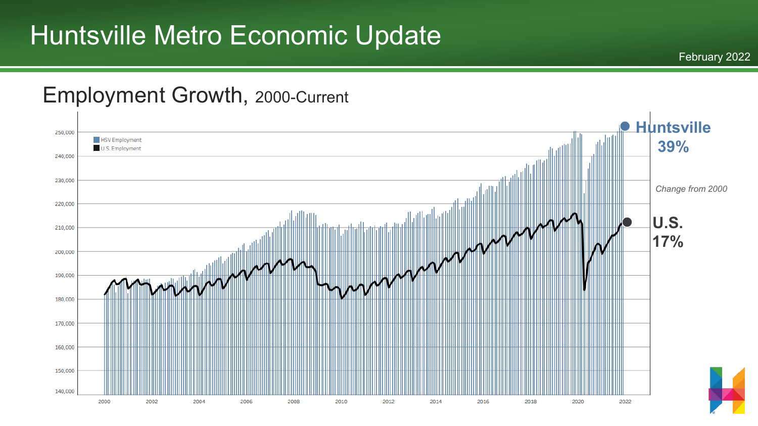# Huntsville Metro Economic Update

February 2022

## Employment Growth, 2000-Current

HSV Employment
U.S. Employment

250,000
240,000
230,000
220,000
210,000
200,000
190,000
180,000
170,000
160,000
150,000
140,000

2000 2002 2004 2006 2008 2010 2012 2014 2016 2018 2020 2022

**Huntsville 39%**

*Change from 2000*

**U.S. 17%**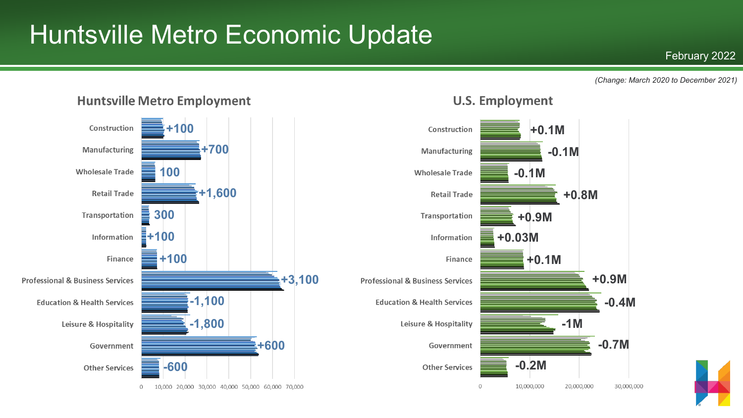# Huntsville Metro Economic Update

February 2022

*(Change: March 2020 to December 2021)*

## Huntsville Metro Employment

| Industry | Change |
| --- | --- |
| Construction | +100 |
| Manufacturing | +700 |
| Wholesale Trade | 100 |
| Retail Trade | +1,600 |
| Transportation | 300 |
| Information | +100 |
| Finance | +100 |
| Professional & Business Services | +3,100 |
| Education & Health Services | -1,100 |
| Leisure & Hospitality | -1,800 |
| Government | +600 |
| Other Services | -600 |

Axis: 0, 10,000, 20,000, 30,000, 40,000, 50,000, 60,000, 70,000

## U.S. Employment

| Industry | Change |
| --- | --- |
| Construction | +0.1M |
| Manufacturing | -0.1M |
| Wholesale Trade | -0.1M |
| Retail Trade | +0.8M |
| Transportation | +0.9M |
| Information | +0.03M |
| Finance | +0.1M |
| Professional & Business Services | +0.9M |
| Education & Health Services | -0.4M |
| Leisure & Hospitality | -1M |
| Government | -0.7M |
| Other Services | -0.2M |

Axis: 0, 10,000,000, 20,000,000, 30,000,000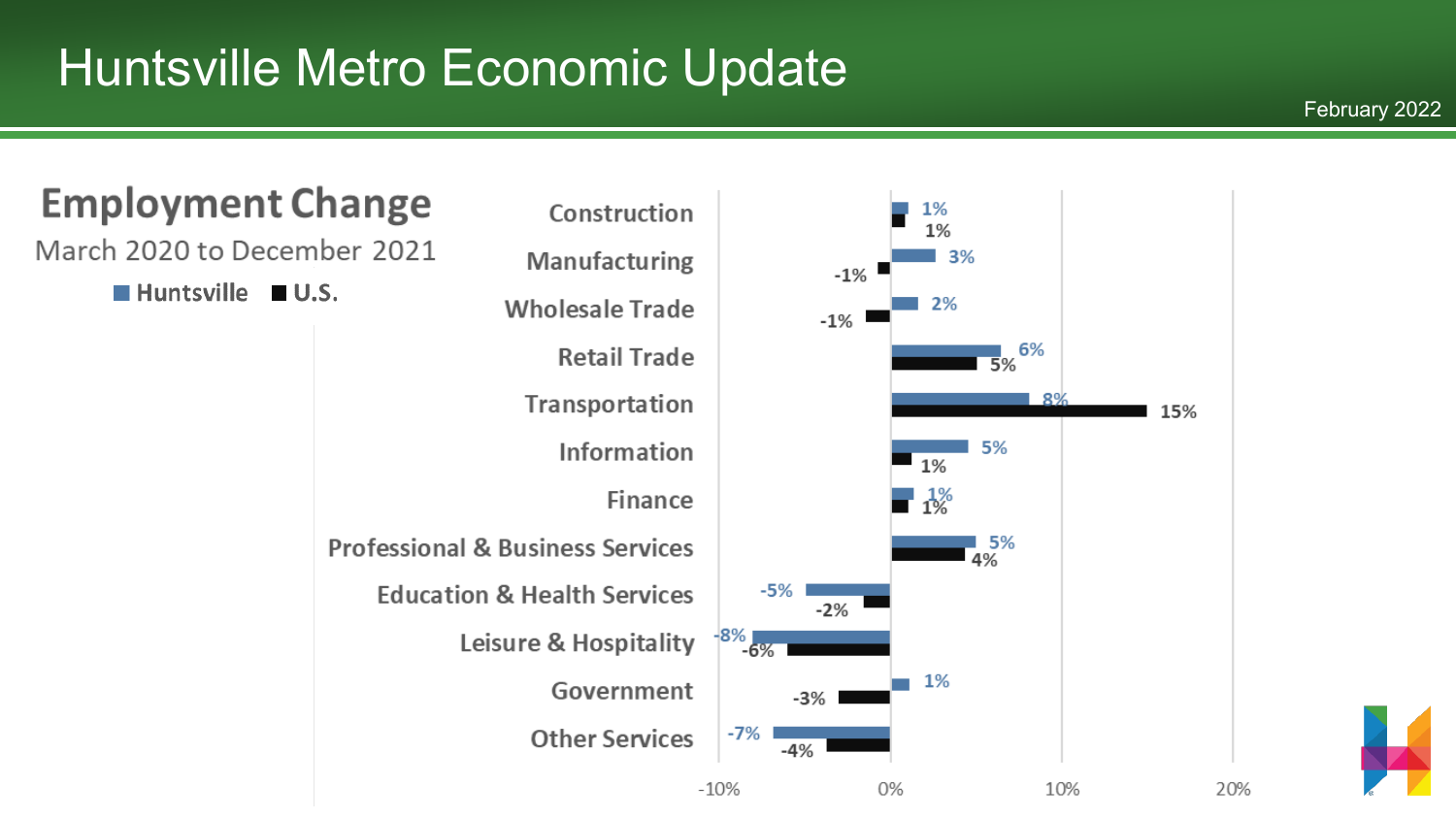# Huntsville Metro Economic Update

February 2022

## Employment Change

March 2020 to December 2021

| Industry | Huntsville | U.S. |
|---|---|---|
| Construction | 1% | 1% |
| Manufacturing | 3% | -1% |
| Wholesale Trade | 2% | -1% |
| Retail Trade | 6% | 5% |
| Transportation | 8% | 15% |
| Information | 5% | 1% |
| Finance | 1% | 1% |
| Professional & Business Services | 5% | 4% |
| Education & Health Services | -5% | -2% |
| Leisure & Hospitality | -8% | -6% |
| Government | 1% | -3% |
| Other Services | -7% | -4% |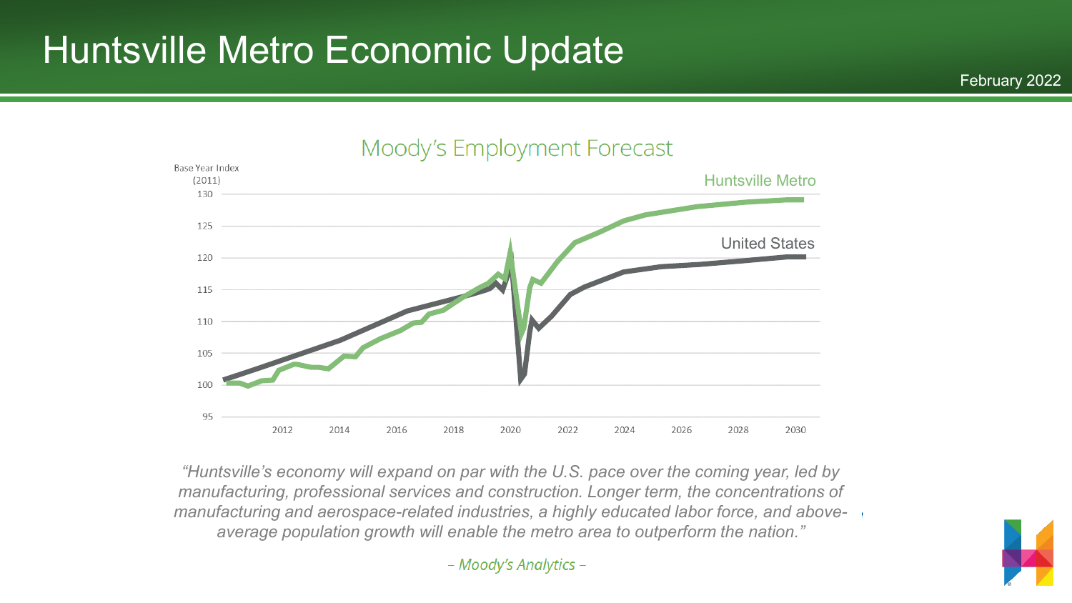# Huntsville Metro Economic Update

February 2022

## Moody's Employment Forecast

Base Year Index (2011)

Huntsville Metro

United States

*"Huntsville's economy will expand on par with the U.S. pace over the coming year, led by manufacturing, professional services and construction. Longer term, the concentrations of manufacturing and aerospace-related industries, a highly educated labor force, and above-average population growth will enable the metro area to outperform the nation."*

– *Moody's Analytics* –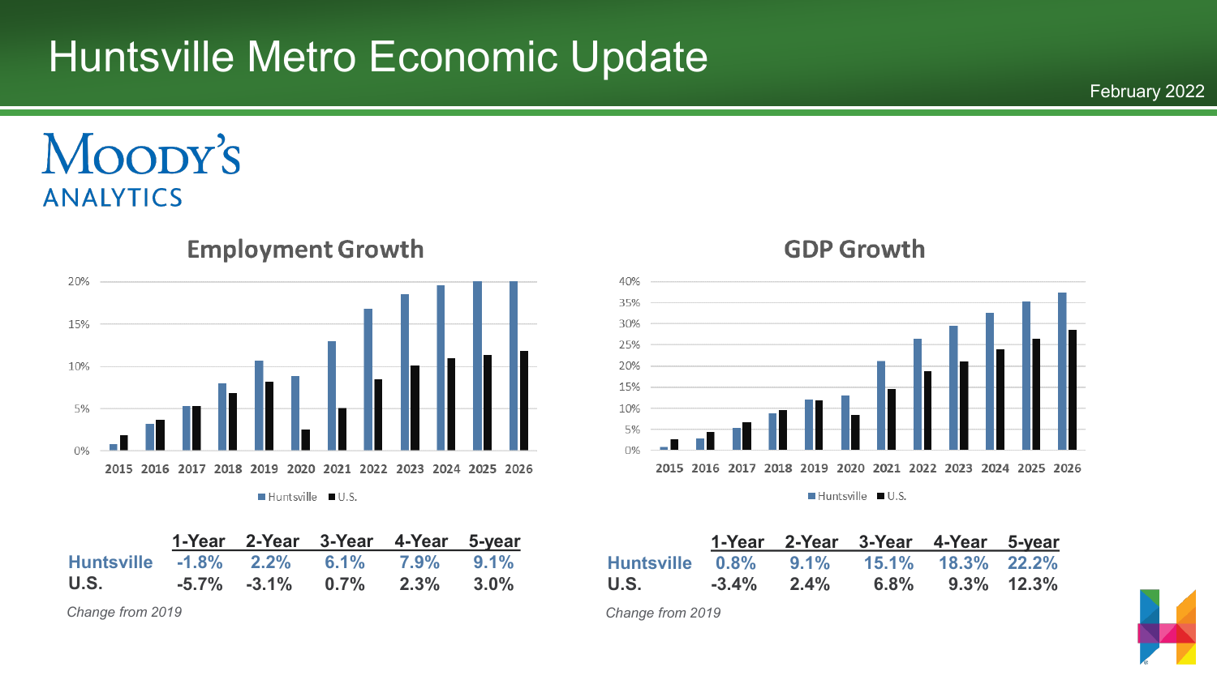# Huntsville Metro Economic Update

February 2022

Moody's Analytics

## Employment Growth

|  | 1-Year | 2-Year | 3-Year | 4-Year | 5-year |
|---|---|---|---|---|---|
| Huntsville | -1.8% | 2.2% | 6.1% | 7.9% | 9.1% |
| U.S. | -5.7% | -3.1% | 0.7% | 2.3% | 3.0% |

*Change from 2019*

## GDP Growth

|  | 1-Year | 2-Year | 3-Year | 4-Year | 5-year |
|---|---|---|---|---|---|
| Huntsville | 0.8% | 9.1% | 15.1% | 18.3% | 22.2% |
| U.S. | -3.4% | 2.4% | 6.8% | 9.3% | 12.3% |

*Change from 2019*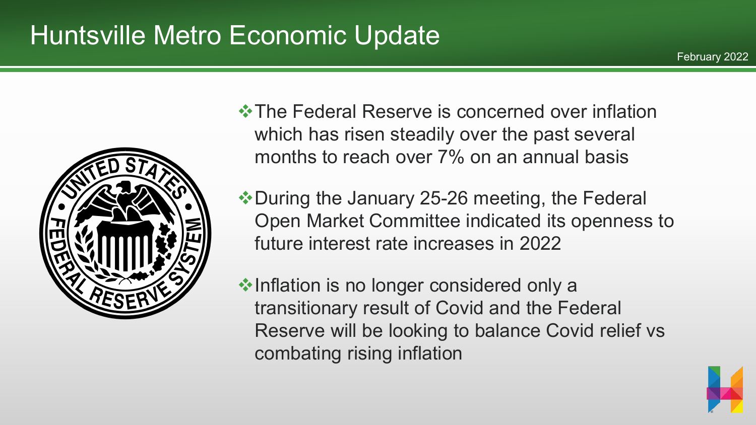# Huntsville Metro Economic Update

February 2022

- The Federal Reserve is concerned over inflation which has risen steadily over the past several months to reach over 7% on an annual basis
- During the January 25-26 meeting, the Federal Open Market Committee indicated its openness to future interest rate increases in 2022
- Inflation is no longer considered only a transitionary result of Covid and the Federal Reserve will be looking to balance Covid relief vs combating rising inflation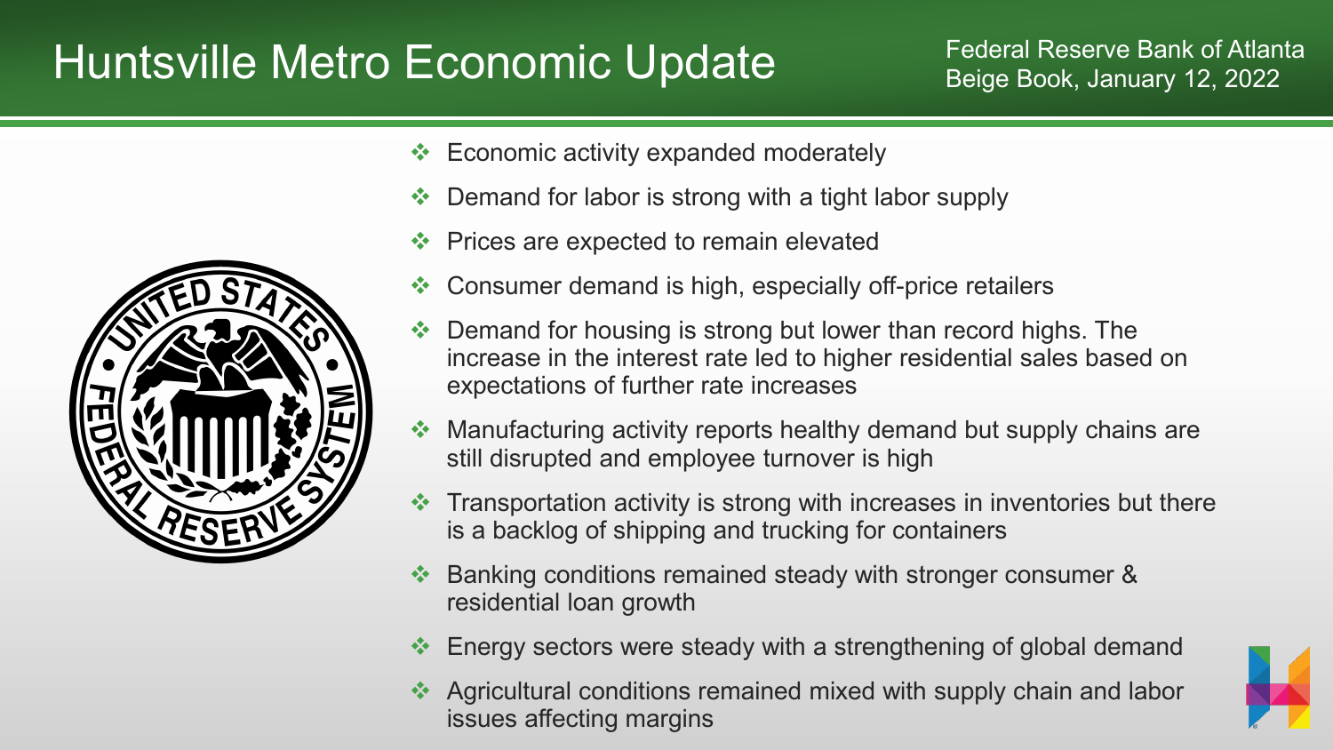# Huntsville Metro Economic Update

Federal Reserve Bank of Atlanta
Beige Book, January 12, 2022

- Economic activity expanded moderately
- Demand for labor is strong with a tight labor supply
- Prices are expected to remain elevated
- Consumer demand is high, especially off-price retailers
- Demand for housing is strong but lower than record highs. The increase in the interest rate led to higher residential sales based on expectations of further rate increases
- Manufacturing activity reports healthy demand but supply chains are still disrupted and employee turnover is high
- Transportation activity is strong with increases in inventories but there is a backlog of shipping and trucking for containers
- Banking conditions remained steady with stronger consumer & residential loan growth
- Energy sectors were steady with a strengthening of global demand
- Agricultural conditions remained mixed with supply chain and labor issues affecting margins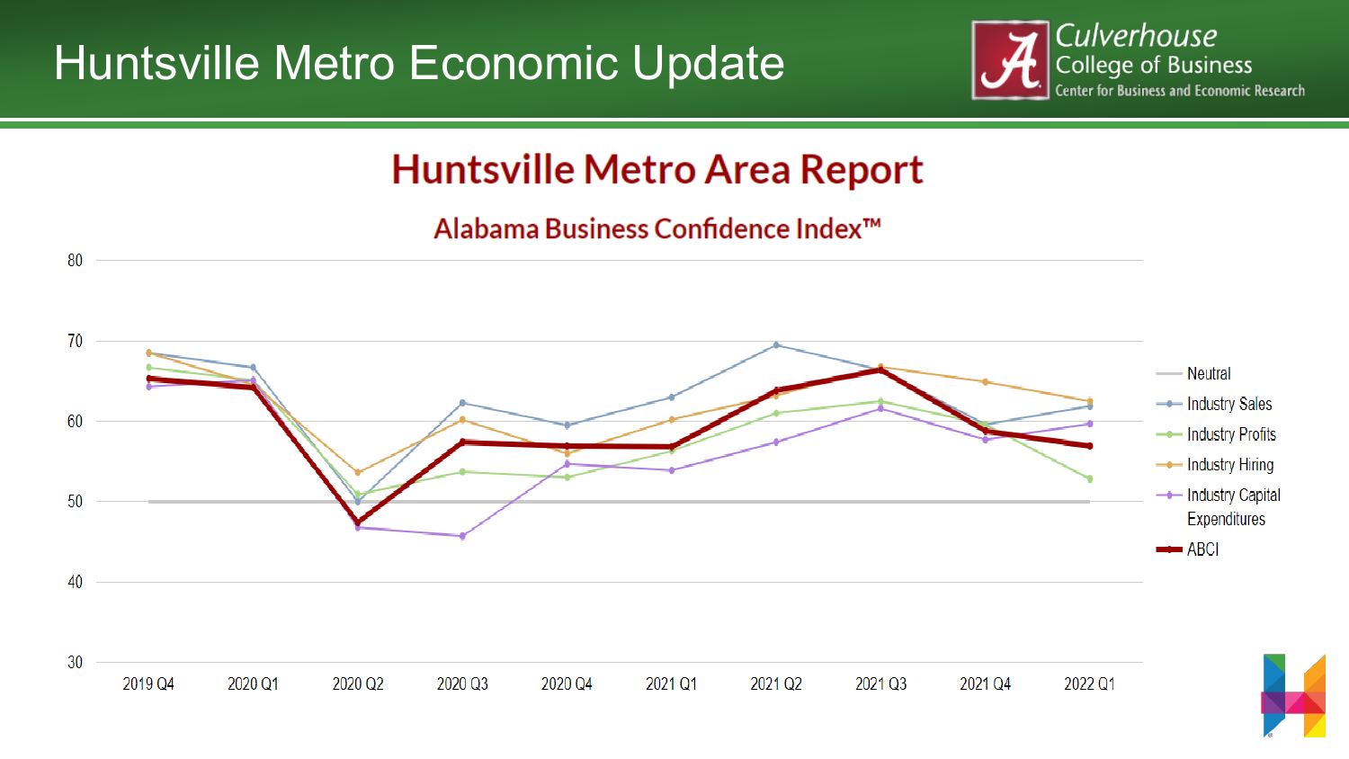# Huntsville Metro Economic Update

Culverhouse College of Business
Center for Business and Economic Research

## Huntsville Metro Area Report

### Alabama Business Confidence Index™

80
70
60
50
40
30

2019 Q4
2020 Q1
2020 Q2
2020 Q3
2020 Q4
2021 Q1
2021 Q2
2021 Q3
2021 Q4
2022 Q1

Neutral
Industry Sales
Industry Profits
Industry Hiring
Industry Capital Expenditures
ABCI